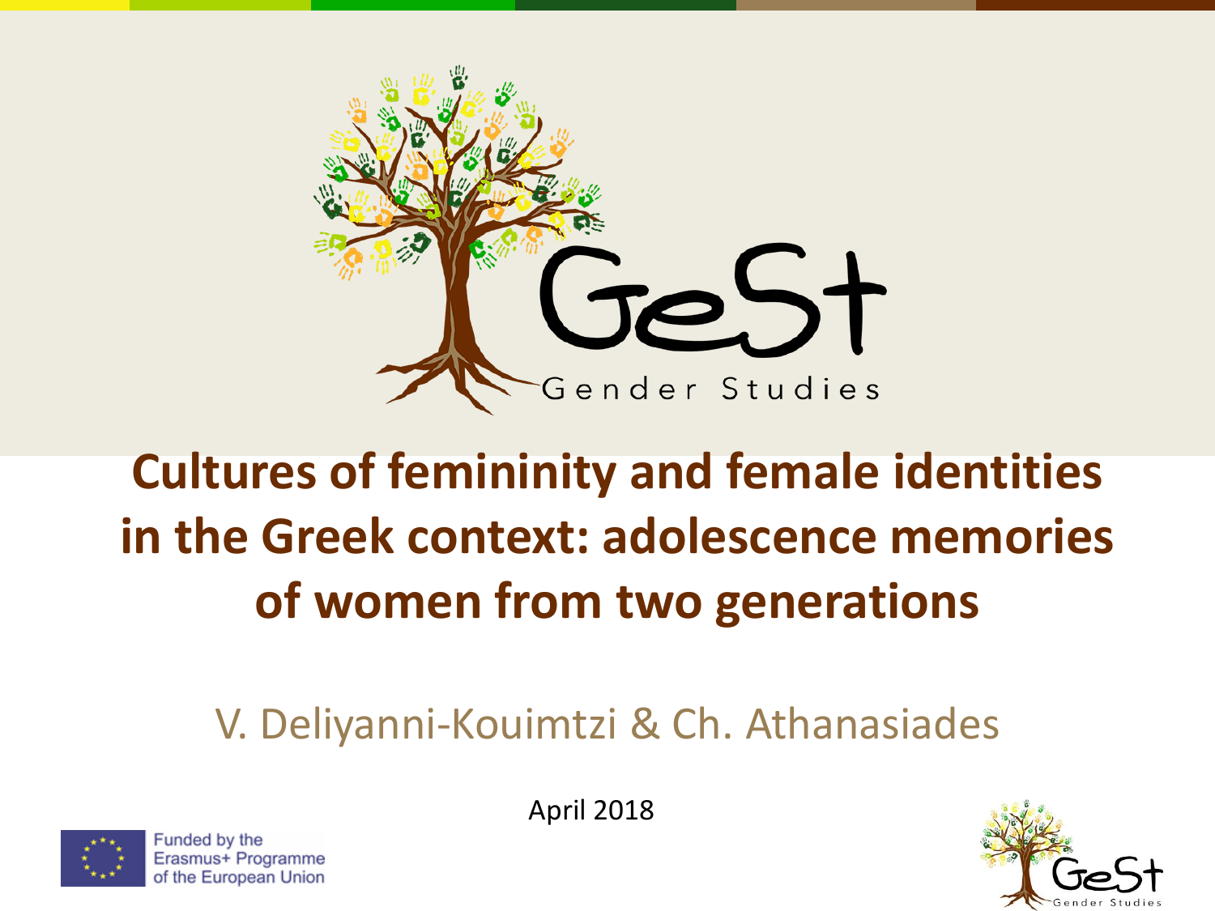GeSt

Gender Studies

# Cultures of femininity and female identities in the Greek context: adolescence memories of women from two generations

V. Deliyanni-Kouimtzi & Ch. Athanasiades

April 2018

Funded by the Erasmus+ Programme of the European Union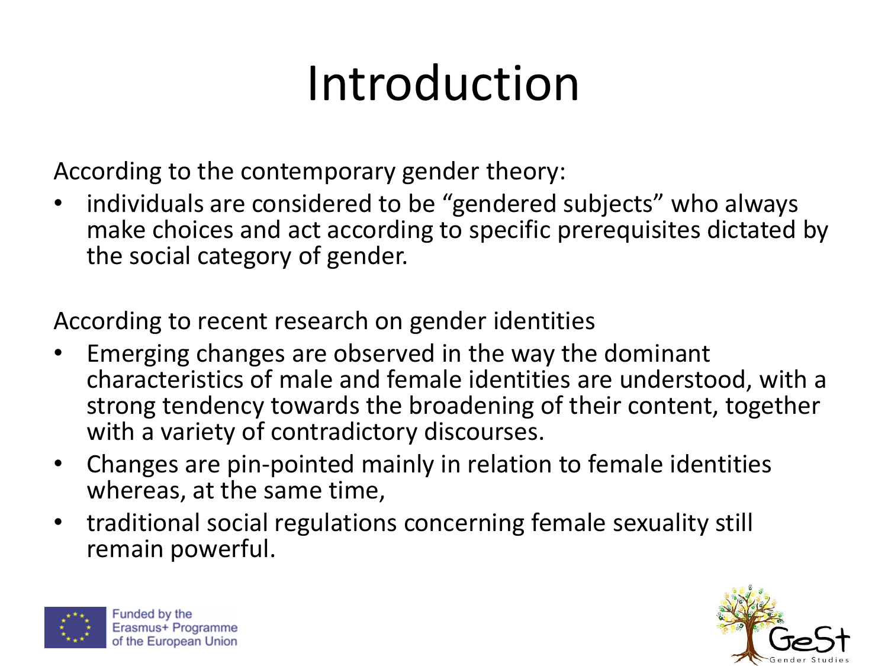# Introduction

According to the contemporary gender theory:

- individuals are considered to be "gendered subjects" who always make choices and act according to specific prerequisites dictated by the social category of gender.

According to recent research on gender identities

- Emerging changes are observed in the way the dominant characteristics of male and female identities are understood, with a strong tendency towards the broadening of their content, together with a variety of contradictory discourses.
- Changes are pin-pointed mainly in relation to female identities whereas, at the same time,
- traditional social regulations concerning female sexuality still remain powerful.

Funded by the Erasmus+ Programme of the European Union

GeSt Gender Studies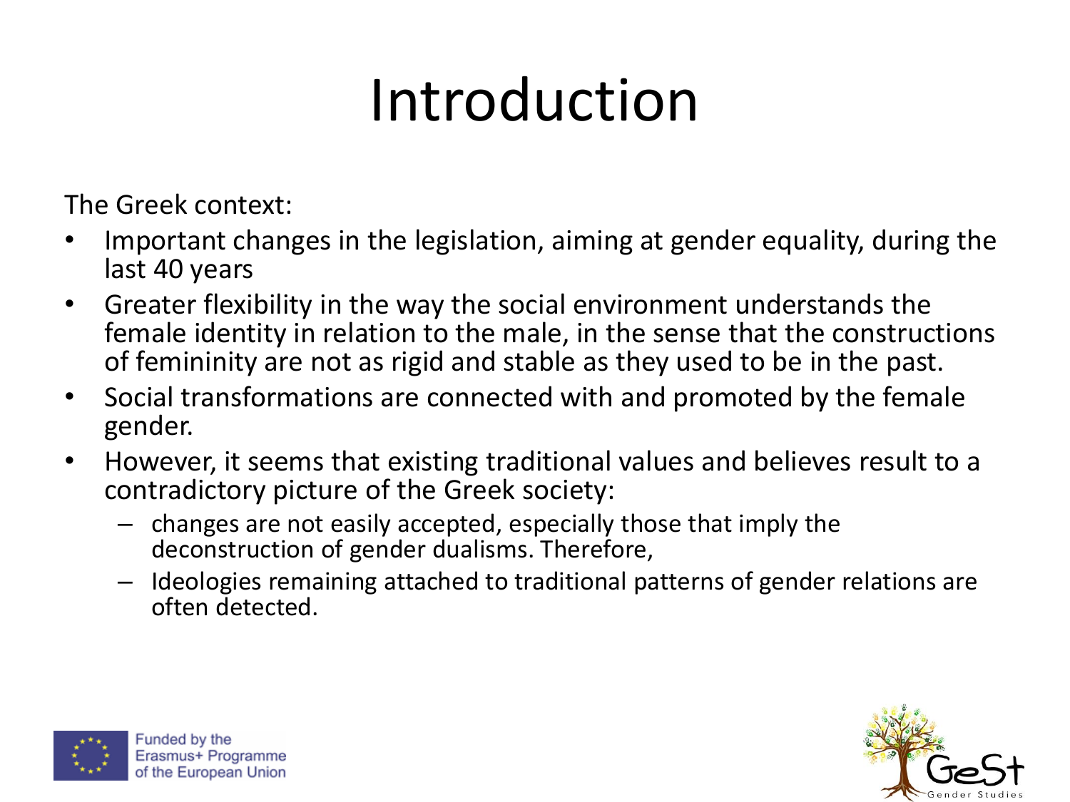# Introduction

The Greek context:

- Important changes in the legislation, aiming at gender equality, during the last 40 years
- Greater flexibility in the way the social environment understands the female identity in relation to the male, in the sense that the constructions of femininity are not as rigid and stable as they used to be in the past.
- Social transformations are connected with and promoted by the female gender.
- However, it seems that existing traditional values and believes result to a contradictory picture of the Greek society:
  - changes are not easily accepted, especially those that imply the deconstruction of gender dualisms. Therefore,
  - Ideologies remaining attached to traditional patterns of gender relations are often detected.

Funded by the Erasmus+ Programme of the European Union

GeSt Gender Studies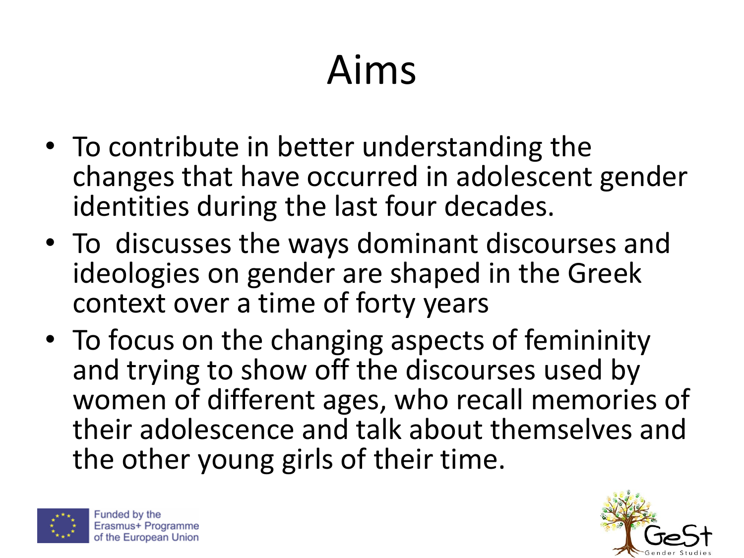# Aims

- To contribute in better understanding the changes that have occurred in adolescent gender identities during the last four decades.
- To discusses the ways dominant discourses and ideologies on gender are shaped in the Greek context over a time of forty years
- To focus on the changing aspects of femininity and trying to show off the discourses used by women of different ages, who recall memories of their adolescence and talk about themselves and the other young girls of their time.

Funded by the Erasmus+ Programme of the European Union

GeSt Gender Studies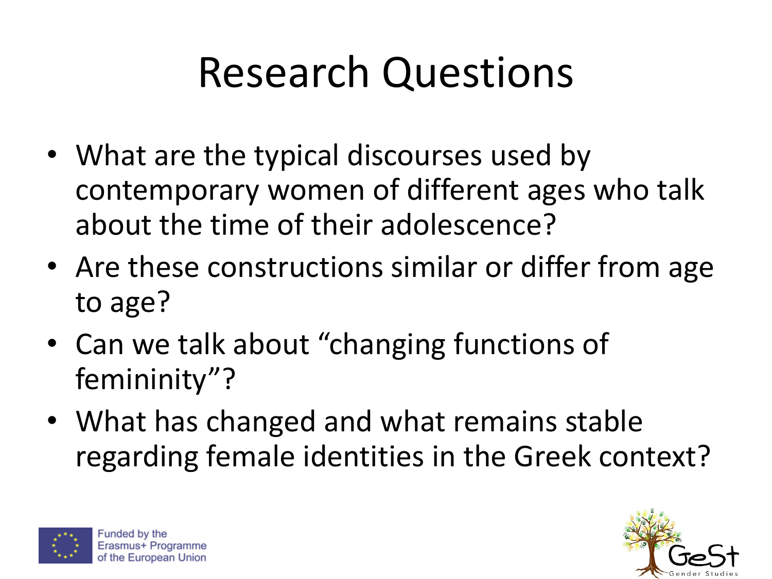# Research Questions

- What are the typical discourses used by contemporary women of different ages who talk about the time of their adolescence?
- Are these constructions similar or differ from age to age?
- Can we talk about "changing functions of femininity"?
- What has changed and what remains stable regarding female identities in the Greek context?

Funded by the Erasmus+ Programme of the European Union

GeSt Gender Studies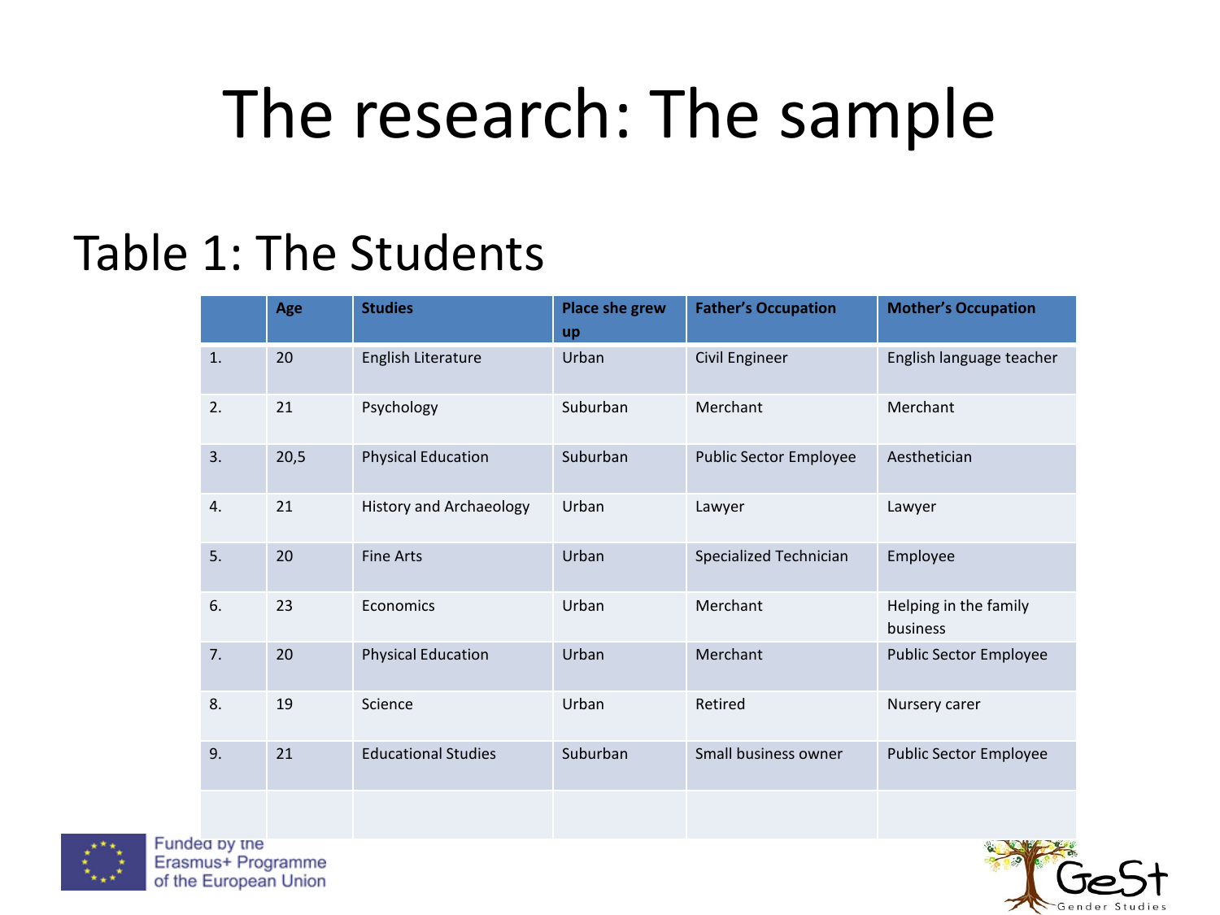# The research: The sample

## Table 1: The Students

| | Age | Studies | Place she grew up | Father's Occupation | Mother's Occupation |
|---|---|---|---|---|---|
| 1. | 20 | English Literature | Urban | Civil Engineer | English language teacher |
| 2. | 21 | Psychology | Suburban | Merchant | Merchant |
| 3. | 20,5 | Physical Education | Suburban | Public Sector Employee | Aesthetician |
| 4. | 21 | History and Archaeology | Urban | Lawyer | Lawyer |
| 5. | 20 | Fine Arts | Urban | Specialized Technician | Employee |
| 6. | 23 | Economics | Urban | Merchant | Helping in the family business |
| 7. | 20 | Physical Education | Urban | Merchant | Public Sector Employee |
| 8. | 19 | Science | Urban | Retired | Nursery carer |
| 9. | 21 | Educational Studies | Suburban | Small business owner | Public Sector Employee |
| | | | | | |

Funded by the Erasmus+ Programme of the European Union

GeSt Gender Studies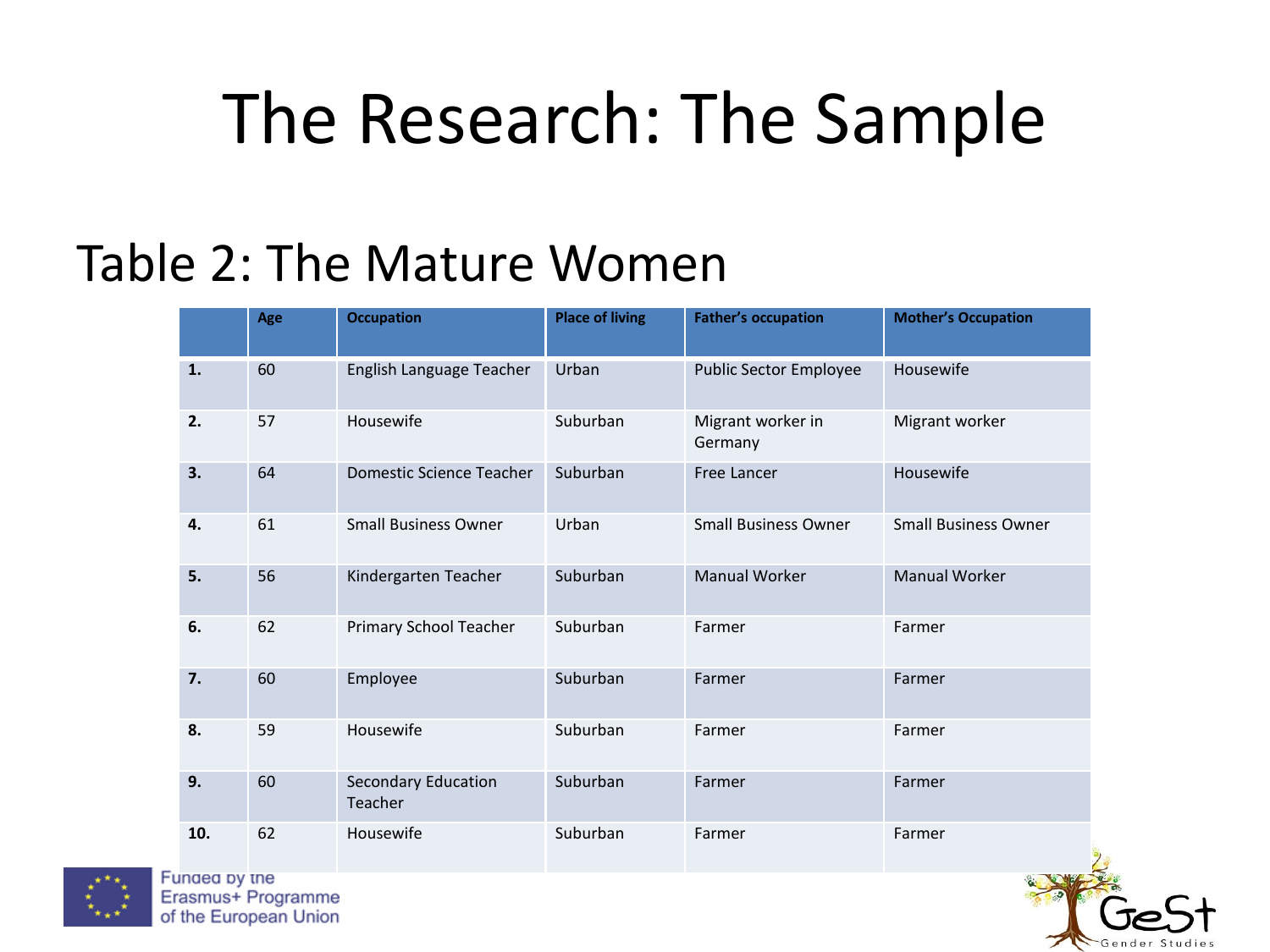# The Research: The Sample

## Table 2: The Mature Women

| | Age | Occupation | Place of living | Father's occupation | Mother's Occupation |
|---|---|---|---|---|---|
| **1.** | 60 | English Language Teacher | Urban | Public Sector Employee | Housewife |
| **2.** | 57 | Housewife | Suburban | Migrant worker in Germany | Migrant worker |
| **3.** | 64 | Domestic Science Teacher | Suburban | Free Lancer | Housewife |
| **4.** | 61 | Small Business Owner | Urban | Small Business Owner | Small Business Owner |
| **5.** | 56 | Kindergarten Teacher | Suburban | Manual Worker | Manual Worker |
| **6.** | 62 | Primary School Teacher | Suburban | Farmer | Farmer |
| **7.** | 60 | Employee | Suburban | Farmer | Farmer |
| **8.** | 59 | Housewife | Suburban | Farmer | Farmer |
| **9.** | 60 | Secondary Education Teacher | Suburban | Farmer | Farmer |
| **10.** | 62 | Housewife | Suburban | Farmer | Farmer |

Funded by the Erasmus+ Programme of the European Union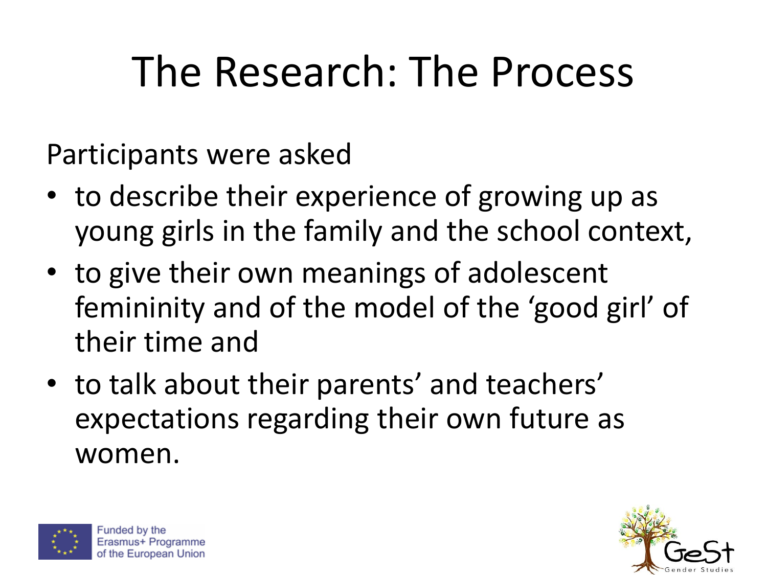# The Research: The Process

Participants were asked

- to describe their experience of growing up as young girls in the family and the school context,
- to give their own meanings of adolescent femininity and of the model of the 'good girl' of their time and
- to talk about their parents' and teachers' expectations regarding their own future as women.

Funded by the Erasmus+ Programme of the European Union

GeSt Gender Studies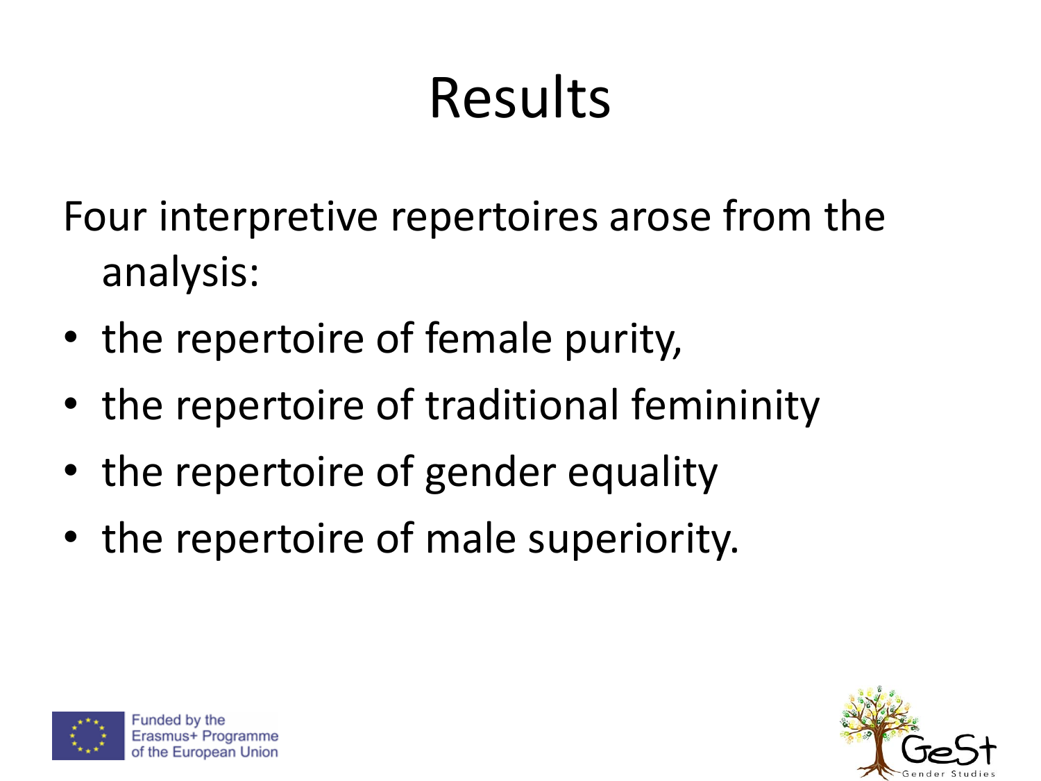# Results

Four interpretive repertoires arose from the analysis:

- the repertoire of female purity,
- the repertoire of traditional femininity
- the repertoire of gender equality
- the repertoire of male superiority.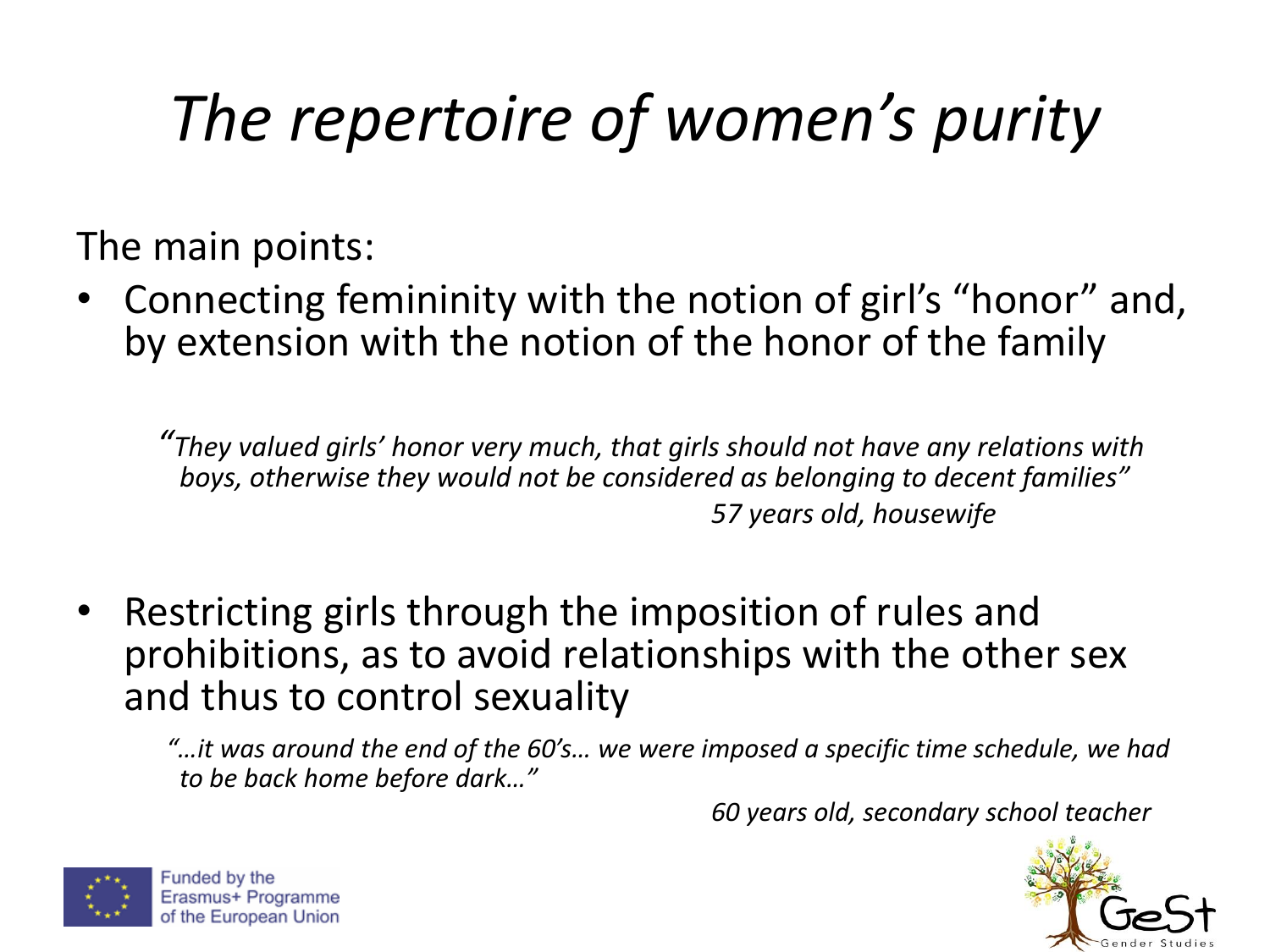# *The repertoire of women's purity*

The main points:

- Connecting femininity with the notion of girl's "honor" and, by extension with the notion of the honor of the family

> *"They valued girls' honor very much, that girls should not have any relations with boys, otherwise they would not be considered as belonging to decent families"*
>
> *57 years old, housewife*

- Restricting girls through the imposition of rules and prohibitions, as to avoid relationships with the other sex and thus to control sexuality

> *"…it was around the end of the 60's… we were imposed a specific time schedule, we had to be back home before dark…"*
>
> *60 years old, secondary school teacher*

Funded by the Erasmus+ Programme of the European Union

GeSt Gender Studies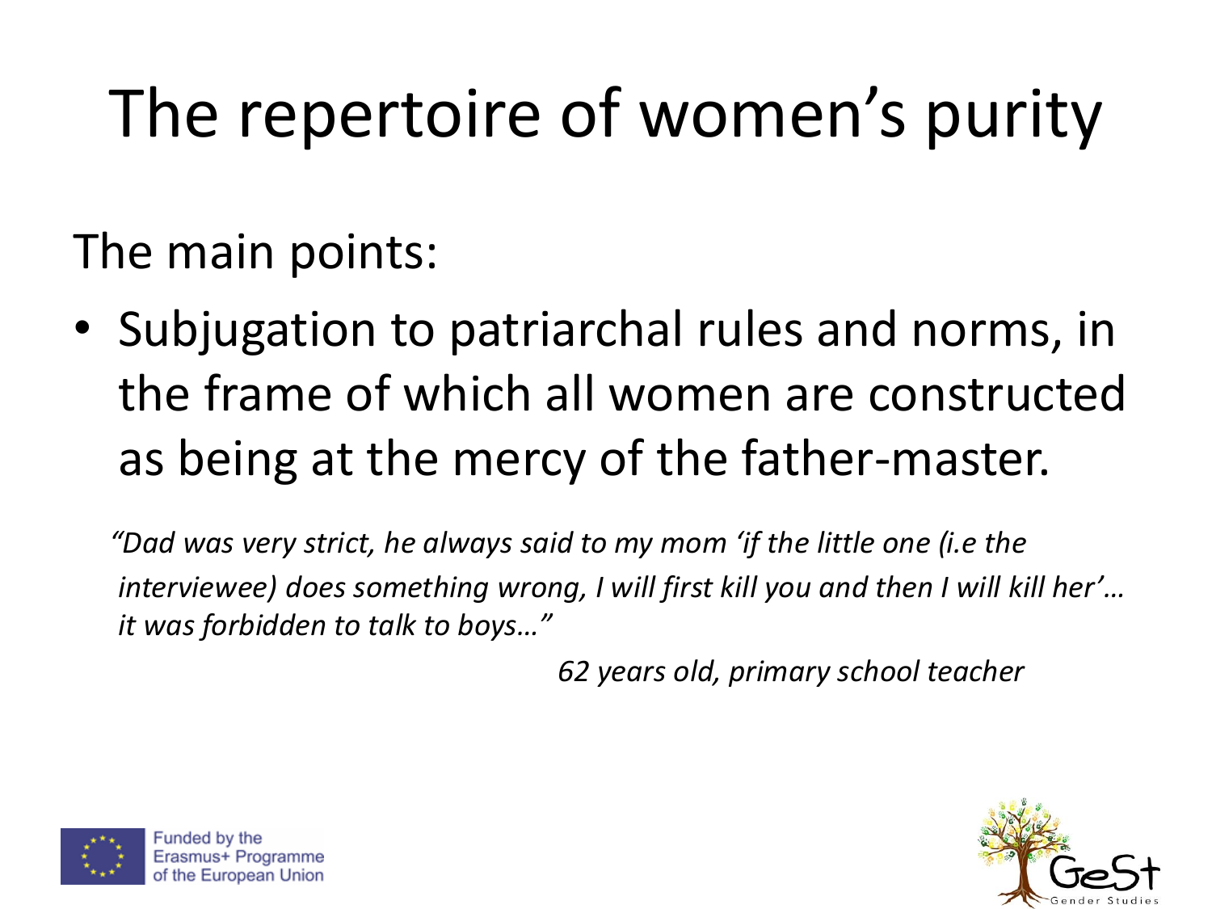# The repertoire of women's purity

The main points:

- Subjugation to patriarchal rules and norms, in the frame of which all women are constructed as being at the mercy of the father-master.

*"Dad was very strict, he always said to my mom 'if the little one (i.e the interviewee) does something wrong, I will first kill you and then I will kill her'… it was forbidden to talk to boys…"*

*62 years old, primary school teacher*

Funded by the Erasmus+ Programme of the European Union

GeSt Gender Studies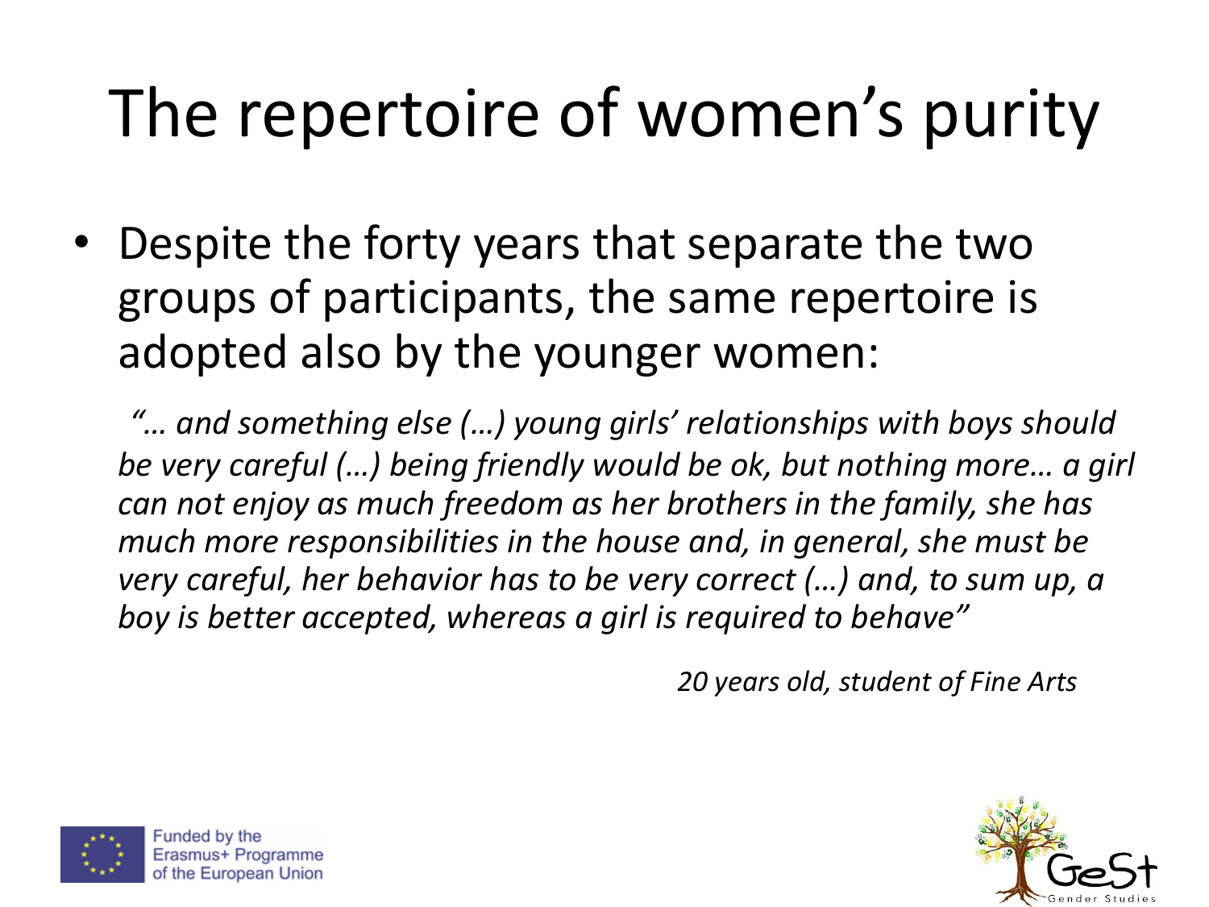# The repertoire of women's purity

- Despite the forty years that separate the two groups of participants, the same repertoire is adopted also by the younger women:

*"… and something else (…) young girls' relationships with boys should be very careful (…) being friendly would be ok, but nothing more… a girl can not enjoy as much freedom as her brothers in the family, she has much more responsibilities in the house and, in general, she must be very careful, her behavior has to be very correct (…) and, to sum up, a boy is better accepted, whereas a girl is required to behave"*

*20 years old, student of Fine Arts*

Funded by the Erasmus+ Programme of the European Union

GeSt Gender Studies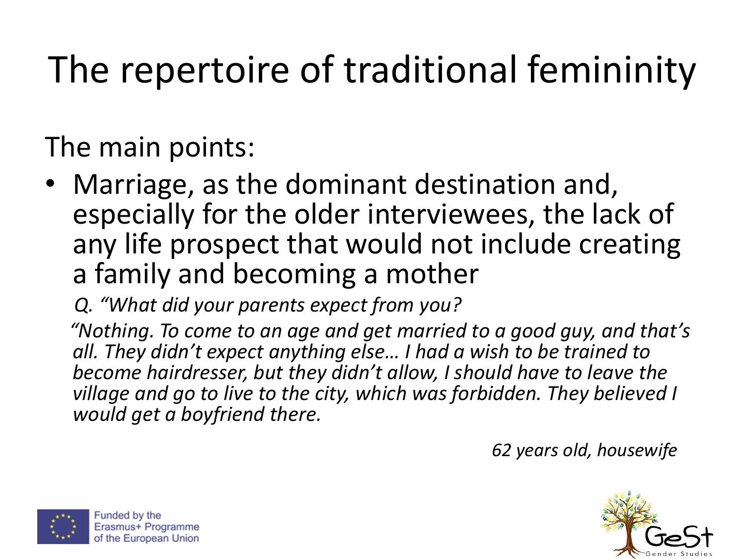# The repertoire of traditional femininity

The main points:

- Marriage, as the dominant destination and, especially for the older interviewees, the lack of any life prospect that would not include creating a family and becoming a mother

*Q. "What did your parents expect from you?*

*"Nothing. To come to an age and get married to a good guy, and that's all. They didn't expect anything else… I had a wish to be trained to become hairdresser, but they didn't allow, I should have to leave the village and go to live to the city, which was forbidden. They believed I would get a boyfriend there.*

*62 years old, housewife*

Funded by the Erasmus+ Programme of the European Union

GeSt Gender Studies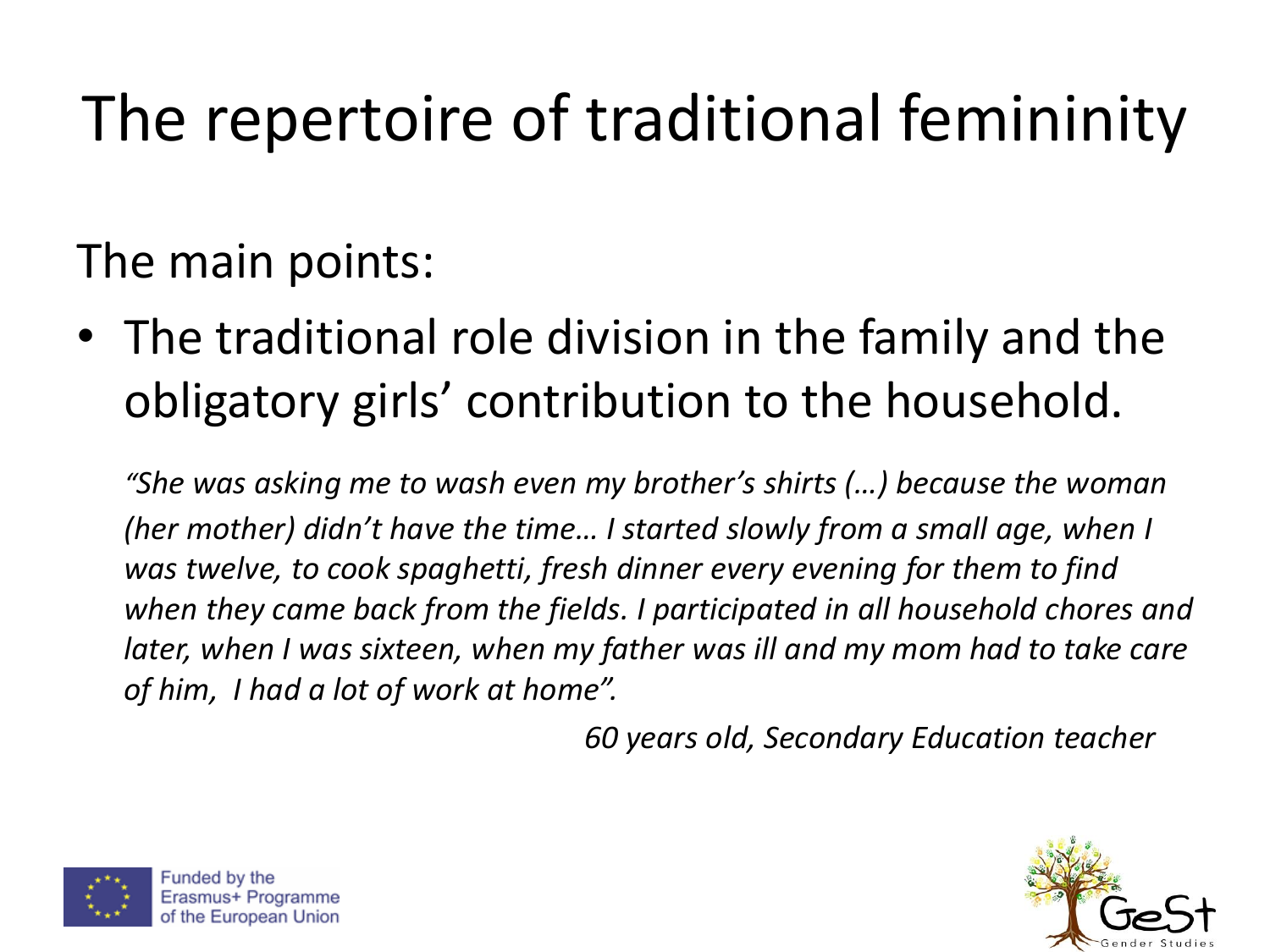# The repertoire of traditional femininity

The main points:

- The traditional role division in the family and the obligatory girls' contribution to the household.

*"She was asking me to wash even my brother's shirts (…) because the woman (her mother) didn't have the time… I started slowly from a small age, when I was twelve, to cook spaghetti, fresh dinner every evening for them to find when they came back from the fields. I participated in all household chores and later, when I was sixteen, when my father was ill and my mom had to take care of him, I had a lot of work at home".*

*60 years old, Secondary Education teacher*

Funded by the Erasmus+ Programme of the European Union

GeSt Gender Studies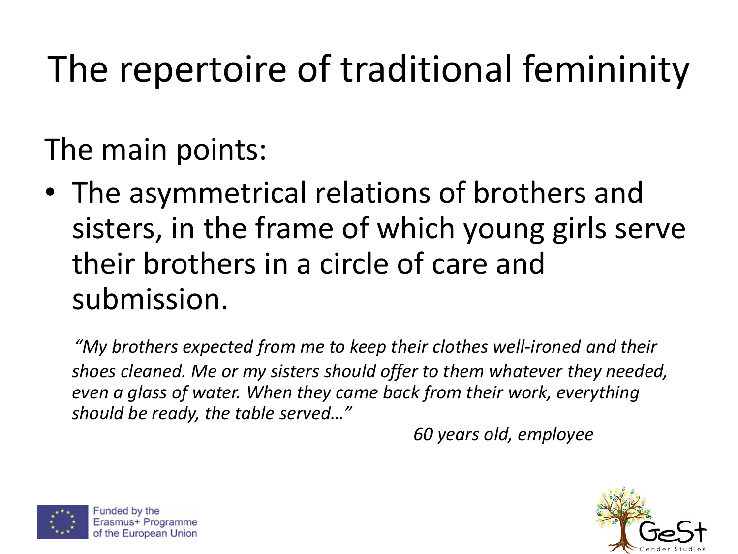# The repertoire of traditional femininity

The main points:

- The asymmetrical relations of brothers and sisters, in the frame of which young girls serve their brothers in a circle of care and submission.

*"My brothers expected from me to keep their clothes well-ironed and their shoes cleaned. Me or my sisters should offer to them whatever they needed, even a glass of water. When they came back from their work, everything should be ready, the table served…"*

*60 years old, employee*

Funded by the Erasmus+ Programme of the European Union

GeSt Gender Studies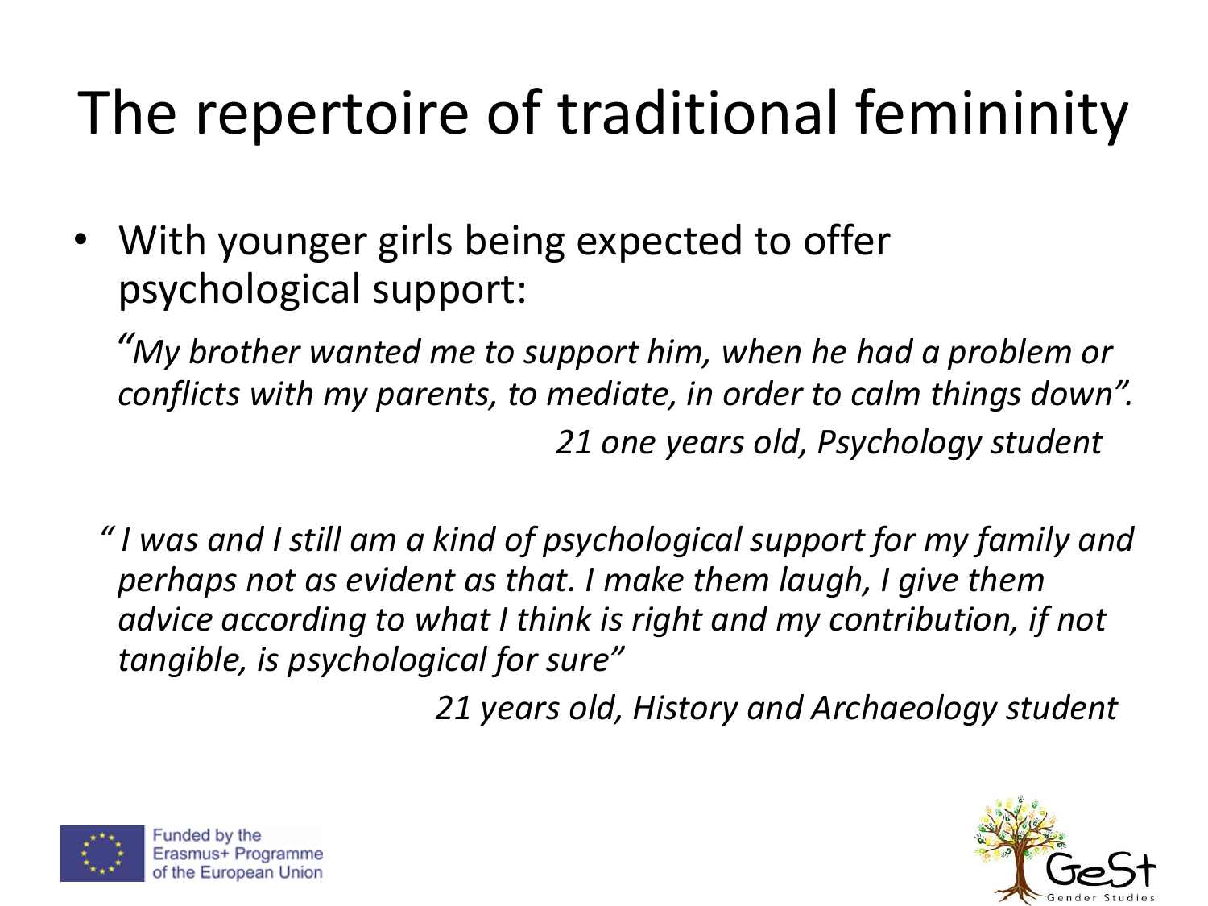# The repertoire of traditional femininity

- With younger girls being expected to offer psychological support:

*"My brother wanted me to support him, when he had a problem or conflicts with my parents, to mediate, in order to calm things down".*

*21 one years old, Psychology student*

*" I was and I still am a kind of psychological support for my family and perhaps not as evident as that. I make them laugh, I give them advice according to what I think is right and my contribution, if not tangible, is psychological for sure"*

*21 years old, History and Archaeology student*

Funded by the Erasmus+ Programme of the European Union

GeSt Gender Studies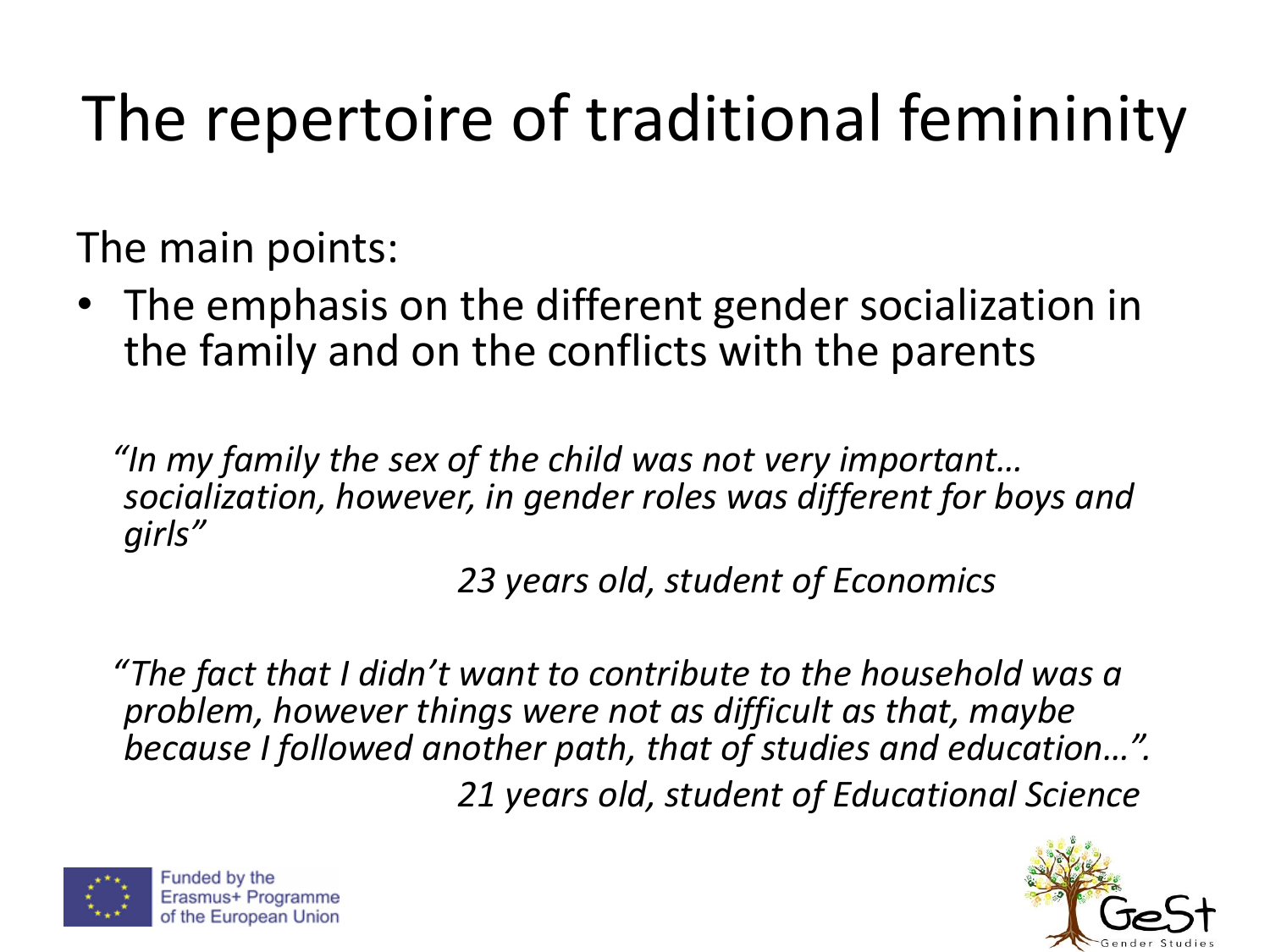# The repertoire of traditional femininity

The main points:

- The emphasis on the different gender socialization in the family and on the conflicts with the parents

*"In my family the sex of the child was not very important… socialization, however, in gender roles was different for boys and girls"*

*23 years old, student of Economics*

*"The fact that I didn't want to contribute to the household was a problem, however things were not as difficult as that, maybe because I followed another path, that of studies and education…".*

*21 years old, student of Educational Science*

Funded by the Erasmus+ Programme of the European Union

GeSt Gender Studies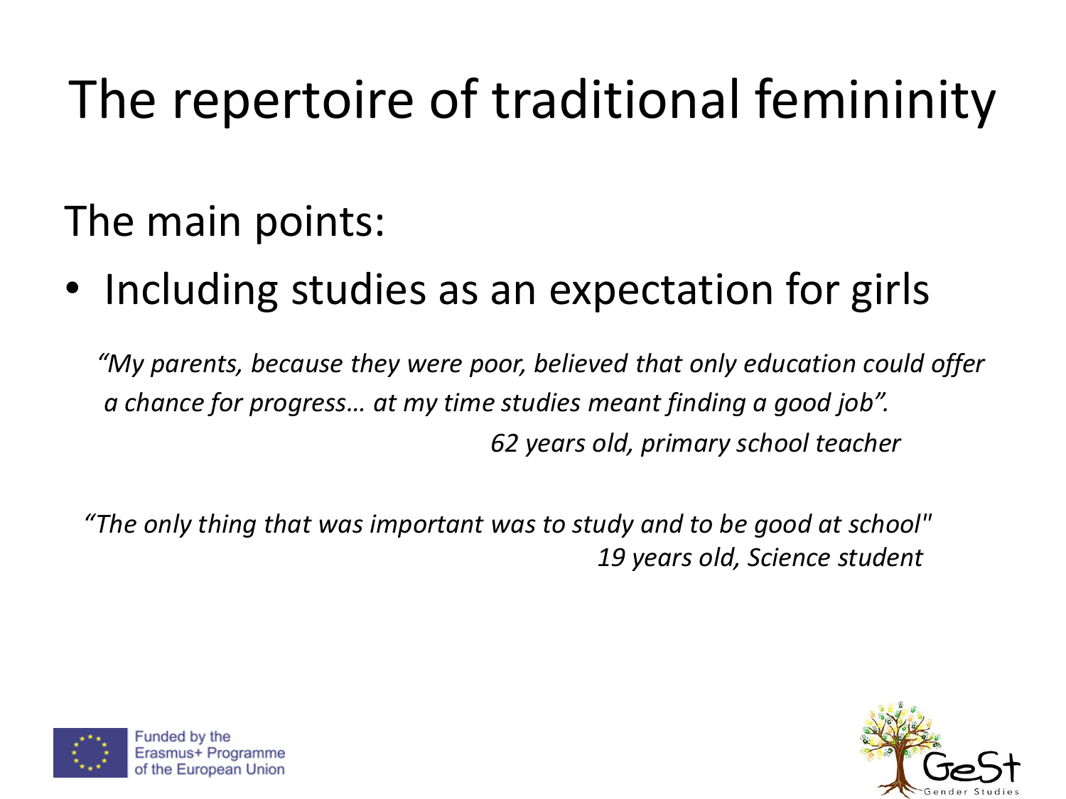# The repertoire of traditional femininity

The main points:

- Including studies as an expectation for girls

*"My parents, because they were poor, believed that only education could offer a chance for progress… at my time studies meant finding a good job".*

*62 years old, primary school teacher*

*"The only thing that was important was to study and to be good at school"*

*19 years old, Science student*

Funded by the Erasmus+ Programme of the European Union

GeSt Gender Studies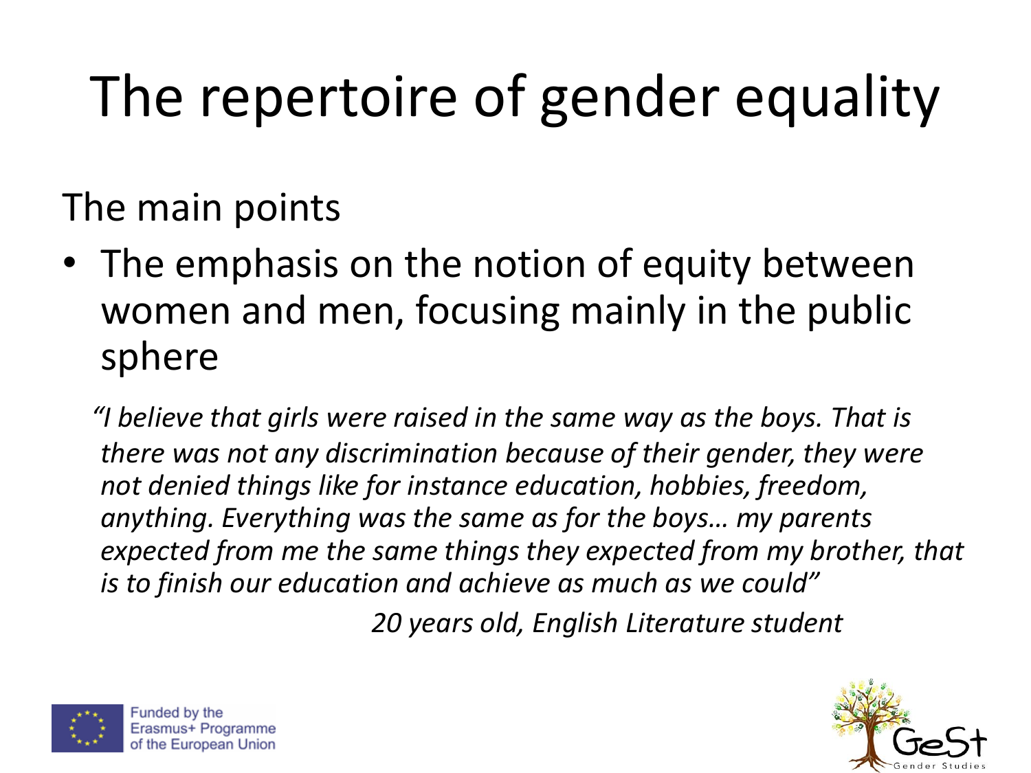# The repertoire of gender equality

The main points

- The emphasis on the notion of equity between women and men, focusing mainly in the public sphere

*"I believe that girls were raised in the same way as the boys. That is there was not any discrimination because of their gender, they were not denied things like for instance education, hobbies, freedom, anything. Everything was the same as for the boys… my parents expected from me the same things they expected from my brother, that is to finish our education and achieve as much as we could"*

*20 years old, English Literature student*

Funded by the Erasmus+ Programme of the European Union

GeSt Gender Studies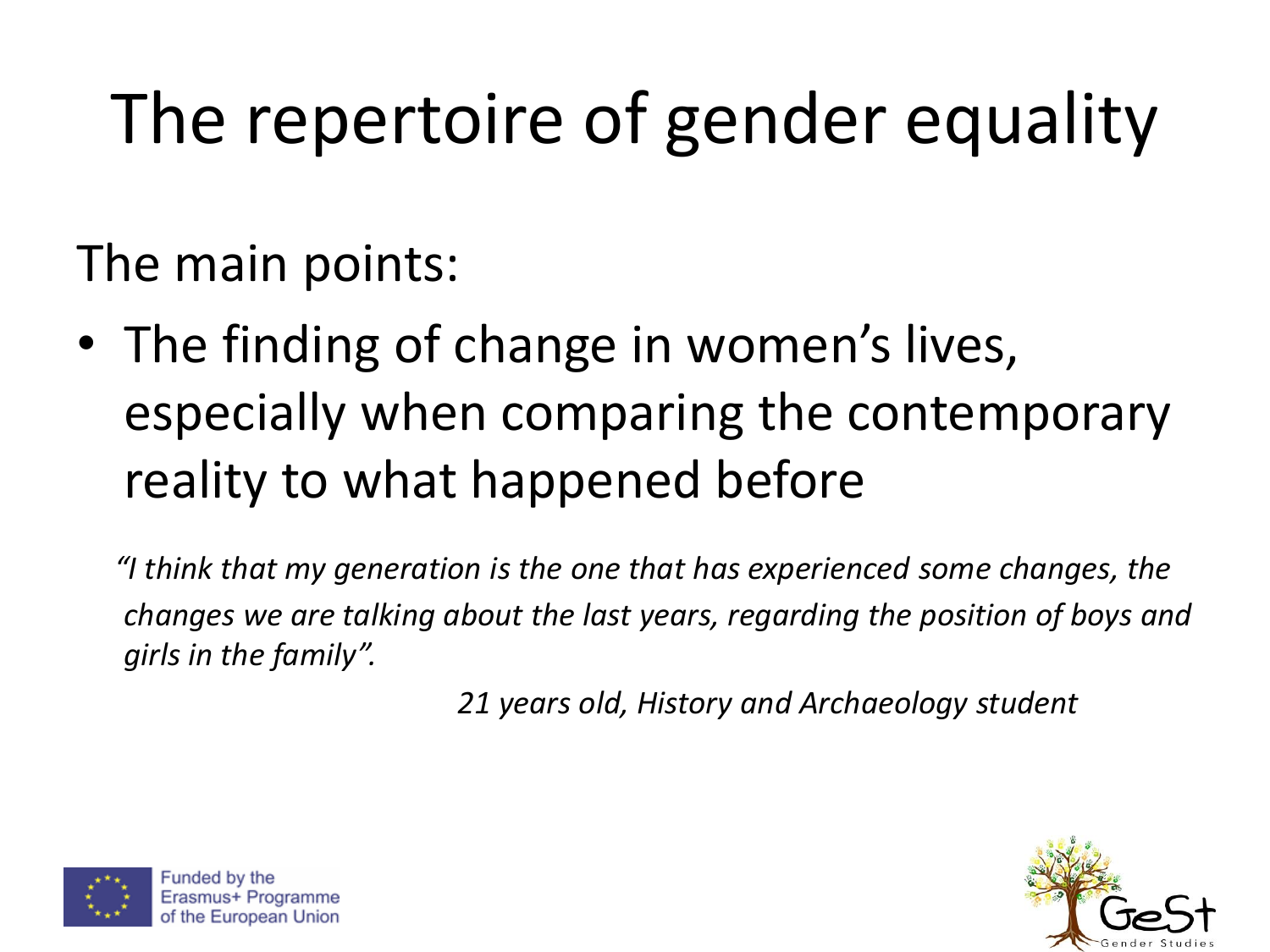# The repertoire of gender equality

The main points:

- The finding of change in women's lives, especially when comparing the contemporary reality to what happened before

*"I think that my generation is the one that has experienced some changes, the changes we are talking about the last years, regarding the position of boys and girls in the family".*

*21 years old, History and Archaeology student*

Funded by the Erasmus+ Programme of the European Union

GeSt Gender Studies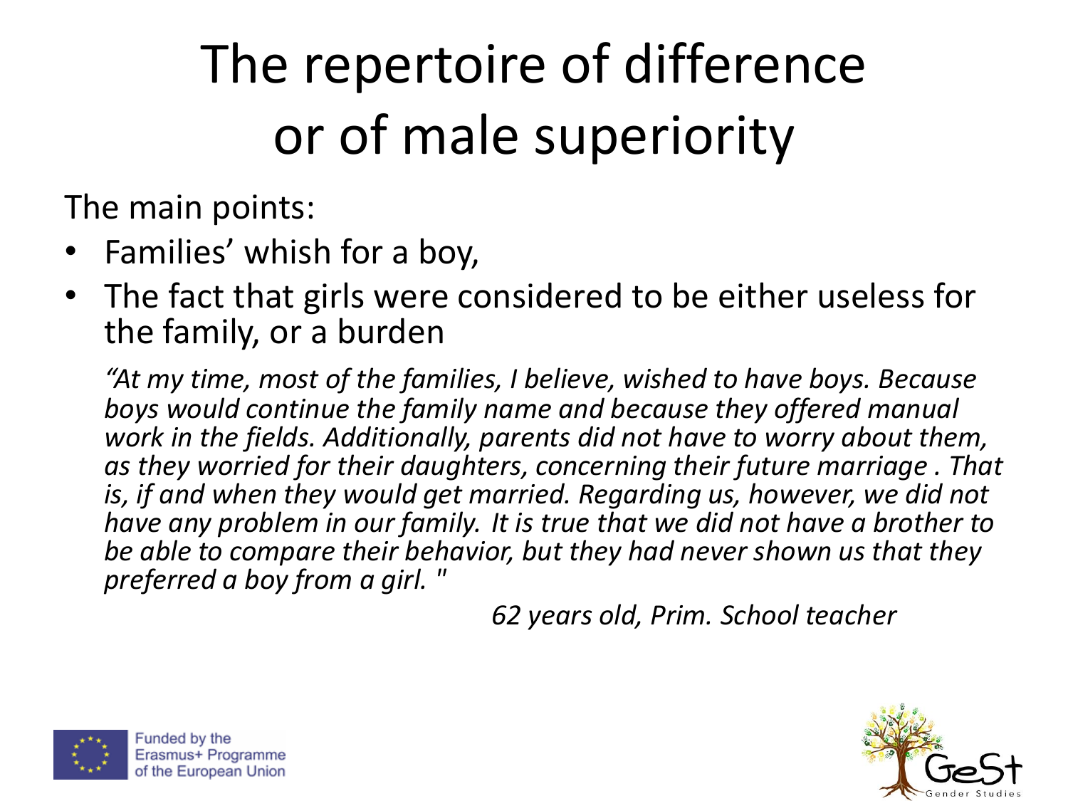# The repertoire of difference or of male superiority

The main points:

- Families' whish for a boy,
- The fact that girls were considered to be either useless for the family, or a burden

*"At my time, most of the families, I believe, wished to have boys. Because boys would continue the family name and because they offered manual work in the fields. Additionally, parents did not have to worry about them, as they worried for their daughters, concerning their future marriage . That is, if and when they would get married. Regarding us, however, we did not have any problem in our family. It is true that we did not have a brother to be able to compare their behavior, but they had never shown us that they preferred a boy from a girl. "*

*62 years old, Prim. School teacher*

Funded by the Erasmus+ Programme of the European Union

GeSt Gender Studies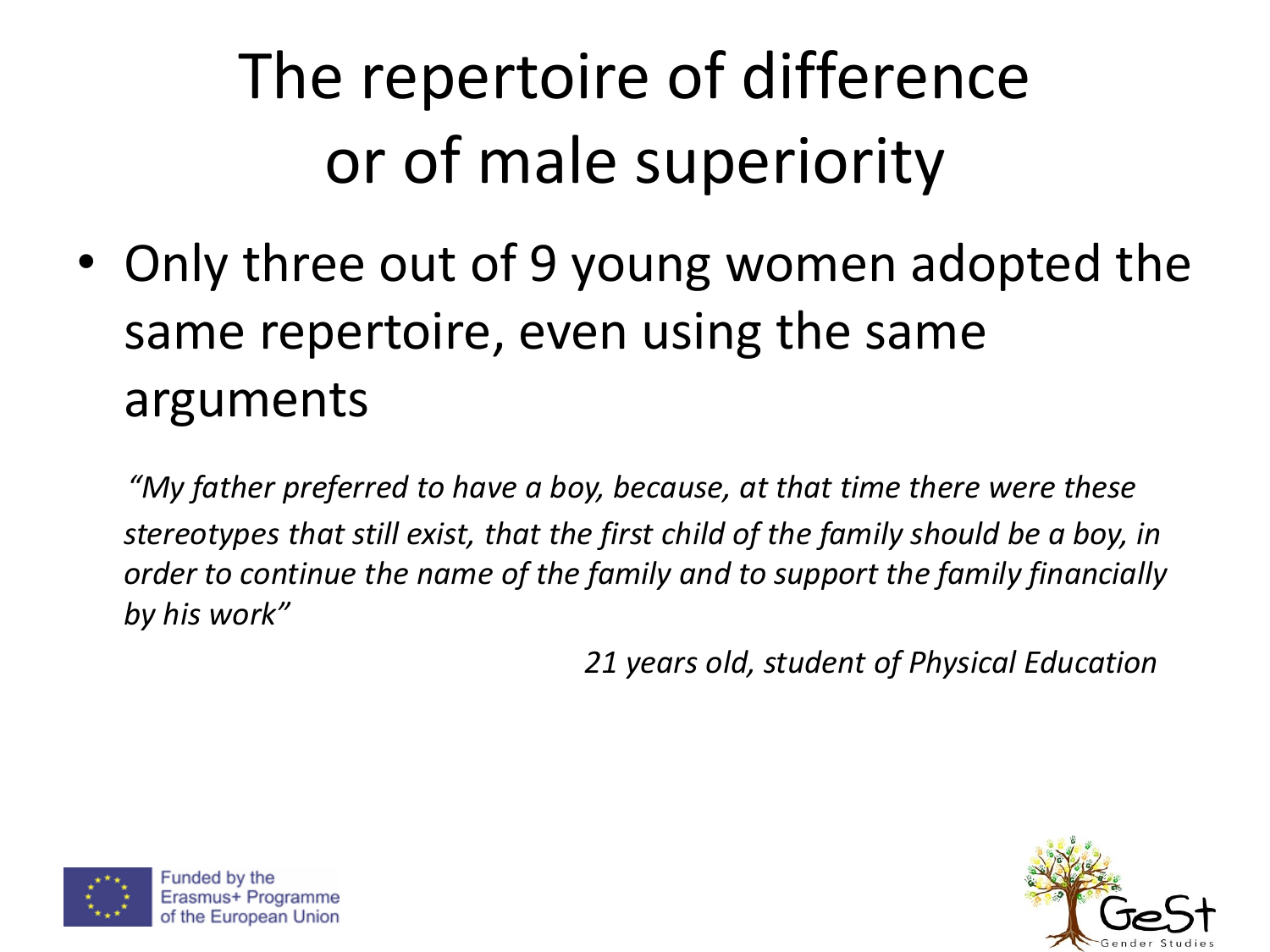# The repertoire of difference or of male superiority

- Only three out of 9 young women adopted the same repertoire, even using the same arguments

*"My father preferred to have a boy, because, at that time there were these stereotypes that still exist, that the first child of the family should be a boy, in order to continue the name of the family and to support the family financially by his work"*

*21 years old, student of Physical Education*

Funded by the Erasmus+ Programme of the European Union

GeSt Gender Studies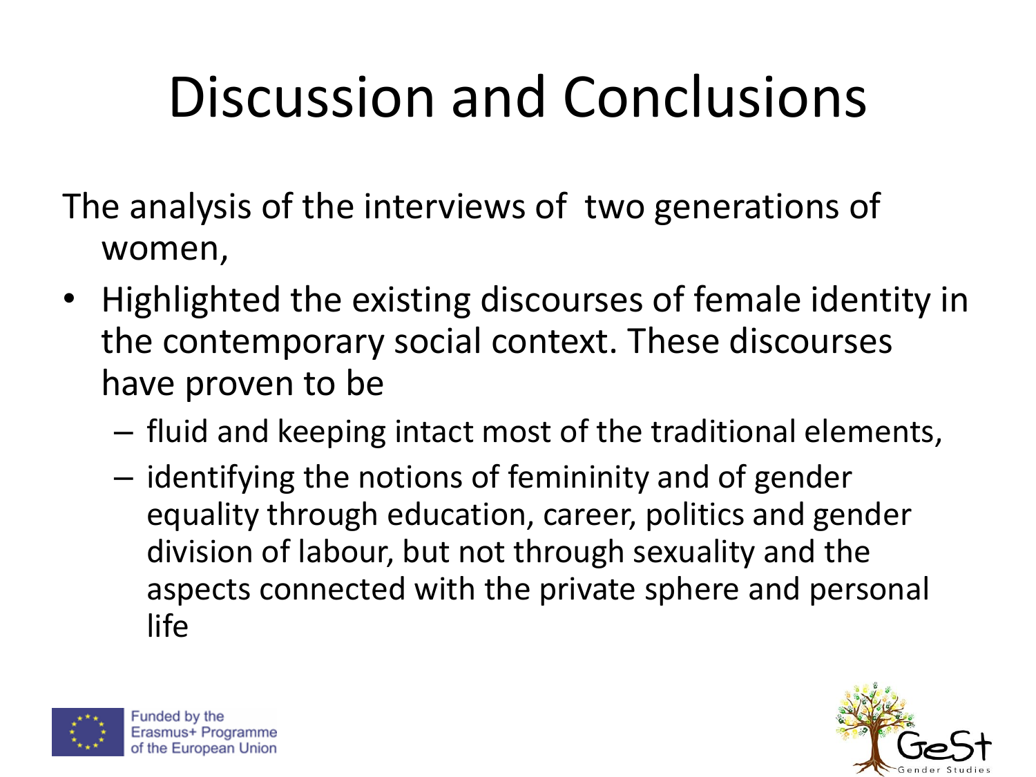# Discussion and Conclusions

The analysis of the interviews of two generations of women,

- Highlighted the existing discourses of female identity in the contemporary social context. These discourses have proven to be
  - fluid and keeping intact most of the traditional elements,
  - identifying the notions of femininity and of gender equality through education, career, politics and gender division of labour, but not through sexuality and the aspects connected with the private sphere and personal life

Funded by the Erasmus+ Programme of the European Union

GeSt Gender Studies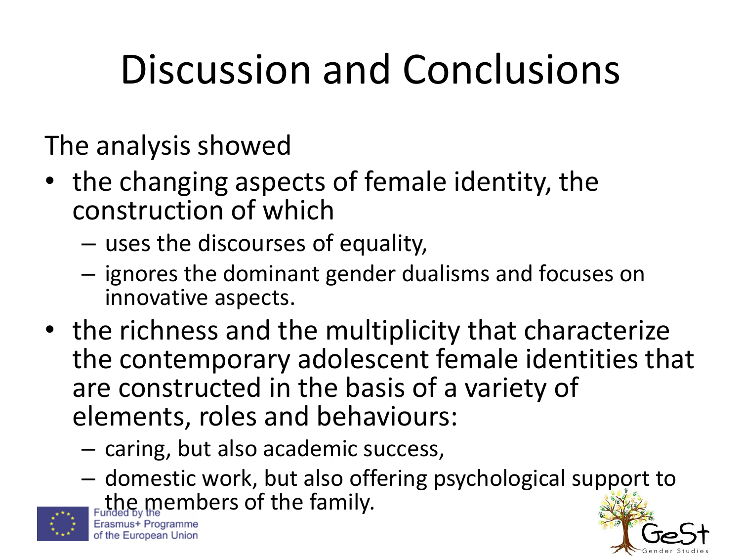# Discussion and Conclusions

The analysis showed

- the changing aspects of female identity, the construction of which
  - uses the discourses of equality,
  - ignores the dominant gender dualisms and focuses on innovative aspects.
- the richness and the multiplicity that characterize the contemporary adolescent female identities that are constructed in the basis of a variety of elements, roles and behaviours:
  - caring, but also academic success,
  - domestic work, but also offering psychological support to the members of the family.

Funded by the Erasmus+ Programme of the European Union

GeSt Gender Studies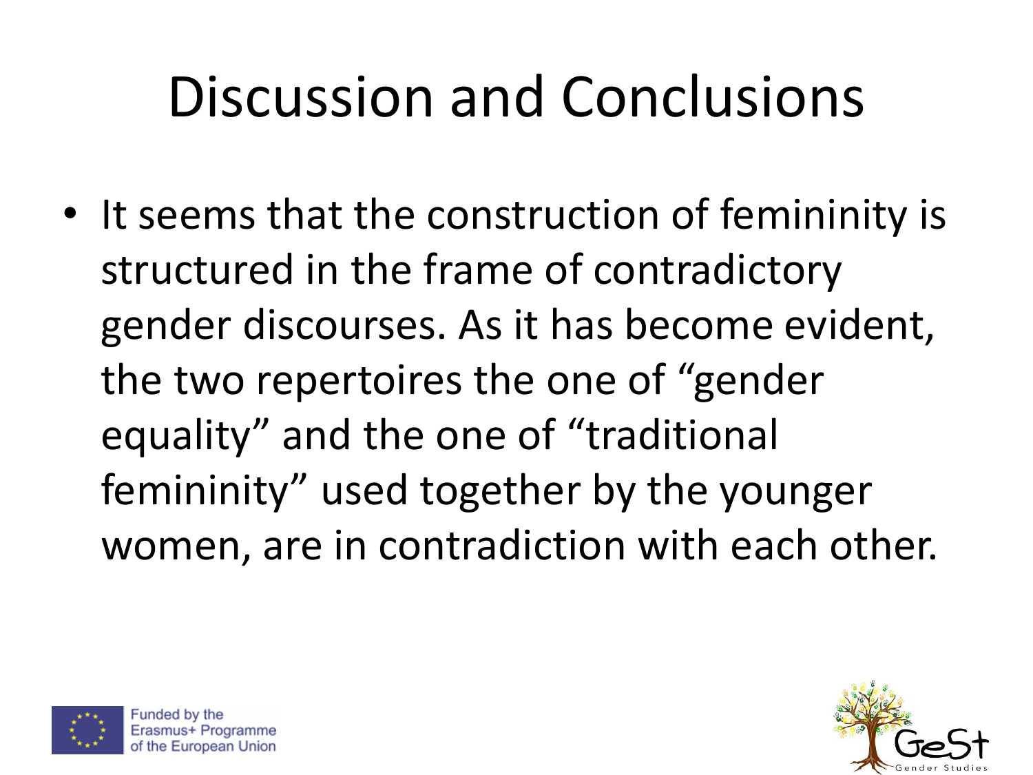# Discussion and Conclusions

- It seems that the construction of femininity is structured in the frame of contradictory gender discourses. As it has become evident, the two repertoires the one of "gender equality" and the one of "traditional femininity" used together by the younger women, are in contradiction with each other.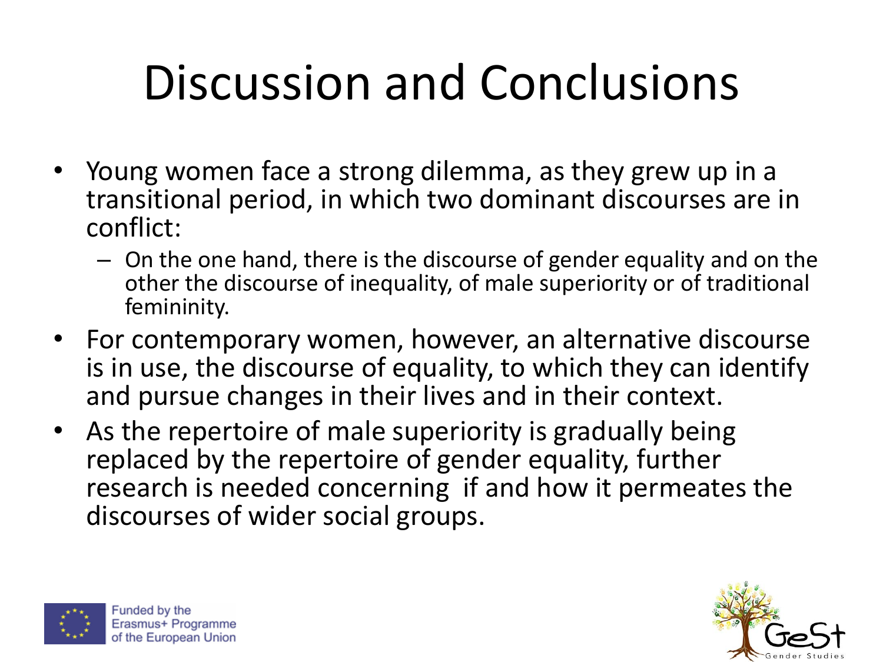# Discussion and Conclusions

- Young women face a strong dilemma, as they grew up in a transitional period, in which two dominant discourses are in conflict:
  - On the one hand, there is the discourse of gender equality and on the other the discourse of inequality, of male superiority or of traditional femininity.
- For contemporary women, however, an alternative discourse is in use, the discourse of equality, to which they can identify and pursue changes in their lives and in their context.
- As the repertoire of male superiority is gradually being replaced by the repertoire of gender equality, further research is needed concerning  if and how it permeates the discourses of wider social groups.

Funded by the Erasmus+ Programme of the European Union

GeSt Gender Studies